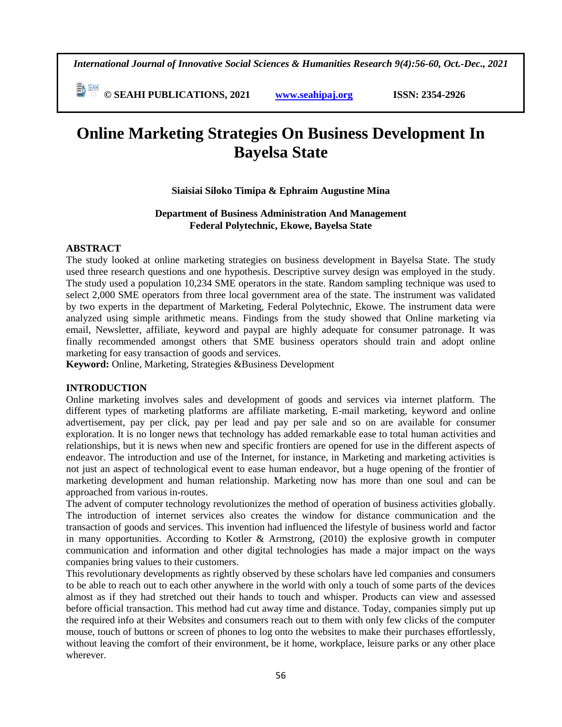# Online Marketing Strategies On Business Development In Bayelsa State

**Siaisiai Siloko Timipa & Ephraim Augustine Mina**

**Department of Business Administration And Management**
**Federal Polytechnic, Ekowe, Bayelsa State**

## ABSTRACT

The study looked at online marketing strategies on business development in Bayelsa State. The study used three research questions and one hypothesis. Descriptive survey design was employed in the study. The study used a population 10,234 SME operators in the state. Random sampling technique was used to select 2,000 SME operators from three local government area of the state. The instrument was validated by two experts in the department of Marketing, Federal Polytechnic, Ekowe. The instrument data were analyzed using simple arithmetic means. Findings from the study showed that Online marketing via email, Newsletter, affiliate, keyword and paypal are highly adequate for consumer patronage. It was finally recommended amongst others that SME business operators should train and adopt online marketing for easy transaction of goods and services.

**Keyword:** Online, Marketing, Strategies &Business Development

## INTRODUCTION

Online marketing involves sales and development of goods and services via internet platform. The different types of marketing platforms are affiliate marketing, E-mail marketing, keyword and online advertisement, pay per click, pay per lead and pay per sale and so on are available for consumer exploration. It is no longer news that technology has added remarkable ease to total human activities and relationships, but it is news when new and specific frontiers are opened for use in the different aspects of endeavor. The introduction and use of the Internet, for instance, in Marketing and marketing activities is not just an aspect of technological event to ease human endeavor, but a huge opening of the frontier of marketing development and human relationship. Marketing now has more than one soul and can be approached from various in-routes.

The advent of computer technology revolutionizes the method of operation of business activities globally. The introduction of internet services also creates the window for distance communication and the transaction of goods and services. This invention had influenced the lifestyle of business world and factor in many opportunities. According to Kotler & Armstrong, (2010) the explosive growth in computer communication and information and other digital technologies has made a major impact on the ways companies bring values to their customers.

This revolutionary developments as rightly observed by these scholars have led companies and consumers to be able to reach out to each other anywhere in the world with only a touch of some parts of the devices almost as if they had stretched out their hands to touch and whisper. Products can view and assessed before official transaction. This method had cut away time and distance. Today, companies simply put up the required info at their Websites and consumers reach out to them with only few clicks of the computer mouse, touch of buttons or screen of phones to log onto the websites to make their purchases effortlessly, without leaving the comfort of their environment, be it home, workplace, leisure parks or any other place wherever.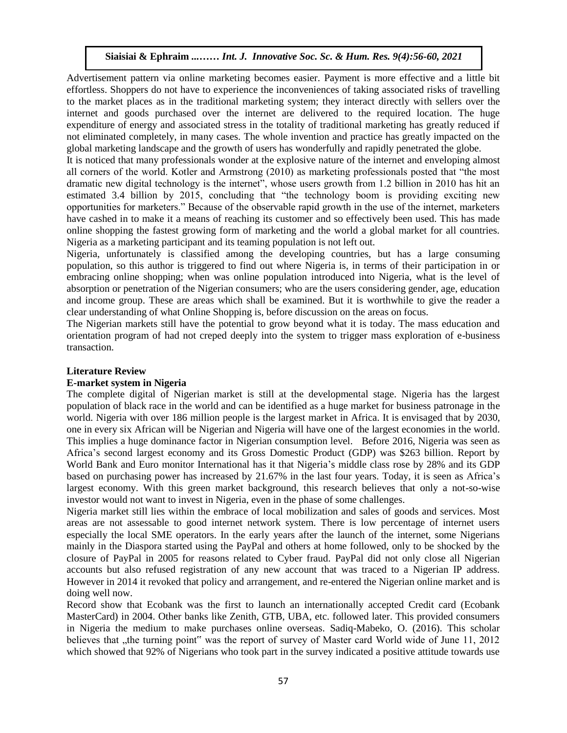Advertisement pattern via online marketing becomes easier. Payment is more effective and a little bit effortless. Shoppers do not have to experience the inconveniences of taking associated risks of travelling to the market places as in the traditional marketing system; they interact directly with sellers over the internet and goods purchased over the internet are delivered to the required location. The huge expenditure of energy and associated stress in the totality of traditional marketing has greatly reduced if not eliminated completely, in many cases. The whole invention and practice has greatly impacted on the global marketing landscape and the growth of users has wonderfully and rapidly penetrated the globe.

It is noticed that many professionals wonder at the explosive nature of the internet and enveloping almost all corners of the world. Kotler and Armstrong (2010) as marketing professionals posted that "the most dramatic new digital technology is the internet", whose users growth from 1.2 billion in 2010 has hit an estimated 3.4 billion by 2015, concluding that "the technology boom is providing exciting new opportunities for marketers." Because of the observable rapid growth in the use of the internet, marketers have cashed in to make it a means of reaching its customer and so effectively been used. This has made online shopping the fastest growing form of marketing and the world a global market for all countries. Nigeria as a marketing participant and its teaming population is not left out.

Nigeria, unfortunately is classified among the developing countries, but has a large consuming population, so this author is triggered to find out where Nigeria is, in terms of their participation in or embracing online shopping; when was online population introduced into Nigeria, what is the level of absorption or penetration of the Nigerian consumers; who are the users considering gender, age, education and income group. These are areas which shall be examined. But it is worthwhile to give the reader a clear understanding of what Online Shopping is, before discussion on the areas on focus.

The Nigerian markets still have the potential to grow beyond what it is today. The mass education and orientation program of had not creped deeply into the system to trigger mass exploration of e-business transaction.

## Literature Review

### E-market system in Nigeria

The complete digital of Nigerian market is still at the developmental stage. Nigeria has the largest population of black race in the world and can be identified as a huge market for business patronage in the world. Nigeria with over 186 million people is the largest market in Africa. It is envisaged that by 2030, one in every six African will be Nigerian and Nigeria will have one of the largest economies in the world. This implies a huge dominance factor in Nigerian consumption level. Before 2016, Nigeria was seen as Africa's second largest economy and its Gross Domestic Product (GDP) was $263 billion. Report by World Bank and Euro monitor International has it that Nigeria's middle class rose by 28% and its GDP based on purchasing power has increased by 21.67% in the last four years. Today, it is seen as Africa's largest economy. With this green market background, this research believes that only a not-so-wise investor would not want to invest in Nigeria, even in the phase of some challenges.

Nigeria market still lies within the embrace of local mobilization and sales of goods and services. Most areas are not assessable to good internet network system. There is low percentage of internet users especially the local SME operators. In the early years after the launch of the internet, some Nigerians mainly in the Diaspora started using the PayPal and others at home followed, only to be shocked by the closure of PayPal in 2005 for reasons related to Cyber fraud. PayPal did not only close all Nigerian accounts but also refused registration of any new account that was traced to a Nigerian IP address. However in 2014 it revoked that policy and arrangement, and re-entered the Nigerian online market and is doing well now.

Record show that Ecobank was the first to launch an internationally accepted Credit card (Ecobank MasterCard) in 2004. Other banks like Zenith, GTB, UBA, etc. followed later. This provided consumers in Nigeria the medium to make purchases online overseas. Sadiq-Mabeko, O. (2016). This scholar believes that „the turning point" was the report of survey of Master card World wide of June 11, 2012 which showed that 92% of Nigerians who took part in the survey indicated a positive attitude towards use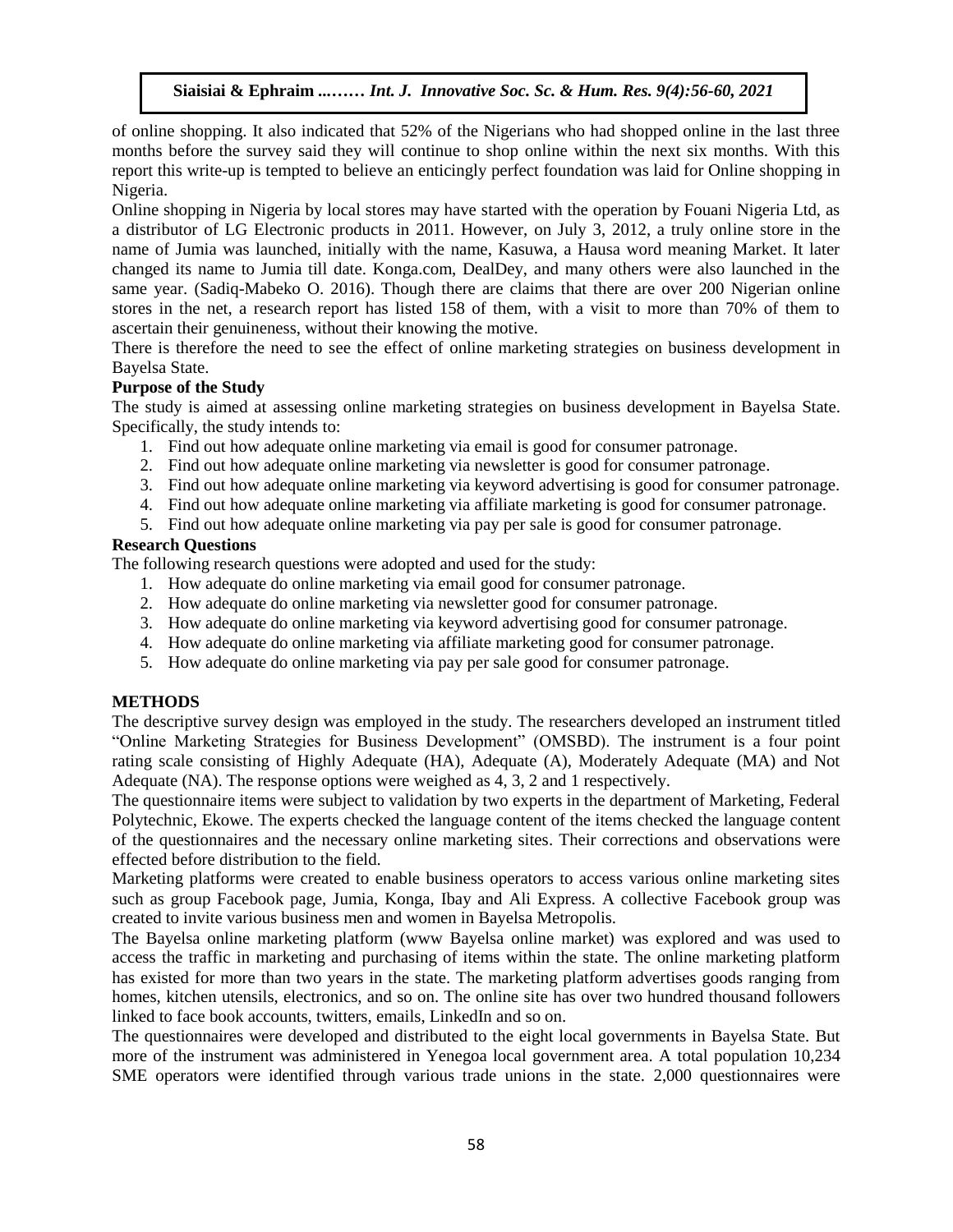of online shopping. It also indicated that 52% of the Nigerians who had shopped online in the last three months before the survey said they will continue to shop online within the next six months. With this report this write-up is tempted to believe an enticingly perfect foundation was laid for Online shopping in Nigeria.

Online shopping in Nigeria by local stores may have started with the operation by Fouani Nigeria Ltd, as a distributor of LG Electronic products in 2011. However, on July 3, 2012, a truly online store in the name of Jumia was launched, initially with the name, Kasuwa, a Hausa word meaning Market. It later changed its name to Jumia till date. Konga.com, DealDey, and many others were also launched in the same year. (Sadiq-Mabeko O. 2016). Though there are claims that there are over 200 Nigerian online stores in the net, a research report has listed 158 of them, with a visit to more than 70% of them to ascertain their genuineness, without their knowing the motive.

There is therefore the need to see the effect of online marketing strategies on business development in Bayelsa State.

**Purpose of the Study**

The study is aimed at assessing online marketing strategies on business development in Bayelsa State. Specifically, the study intends to:

1. Find out how adequate online marketing via email is good for consumer patronage.
2. Find out how adequate online marketing via newsletter is good for consumer patronage.
3. Find out how adequate online marketing via keyword advertising is good for consumer patronage.
4. Find out how adequate online marketing via affiliate marketing is good for consumer patronage.
5. Find out how adequate online marketing via pay per sale is good for consumer patronage.

**Research Questions**

The following research questions were adopted and used for the study:

1. How adequate do online marketing via email good for consumer patronage.
2. How adequate do online marketing via newsletter good for consumer patronage.
3. How adequate do online marketing via keyword advertising good for consumer patronage.
4. How adequate do online marketing via affiliate marketing good for consumer patronage.
5. How adequate do online marketing via pay per sale good for consumer patronage.

## METHODS

The descriptive survey design was employed in the study. The researchers developed an instrument titled "Online Marketing Strategies for Business Development" (OMSBD). The instrument is a four point rating scale consisting of Highly Adequate (HA), Adequate (A), Moderately Adequate (MA) and Not Adequate (NA). The response options were weighed as 4, 3, 2 and 1 respectively.

The questionnaire items were subject to validation by two experts in the department of Marketing, Federal Polytechnic, Ekowe. The experts checked the language content of the items checked the language content of the questionnaires and the necessary online marketing sites. Their corrections and observations were effected before distribution to the field.

Marketing platforms were created to enable business operators to access various online marketing sites such as group Facebook page, Jumia, Konga, Ibay and Ali Express. A collective Facebook group was created to invite various business men and women in Bayelsa Metropolis.

The Bayelsa online marketing platform (www Bayelsa online market) was explored and was used to access the traffic in marketing and purchasing of items within the state. The online marketing platform has existed for more than two years in the state. The marketing platform advertises goods ranging from homes, kitchen utensils, electronics, and so on. The online site has over two hundred thousand followers linked to face book accounts, twitters, emails, LinkedIn and so on.

The questionnaires were developed and distributed to the eight local governments in Bayelsa State. But more of the instrument was administered in Yenegoa local government area. A total population 10,234 SME operators were identified through various trade unions in the state. 2,000 questionnaires were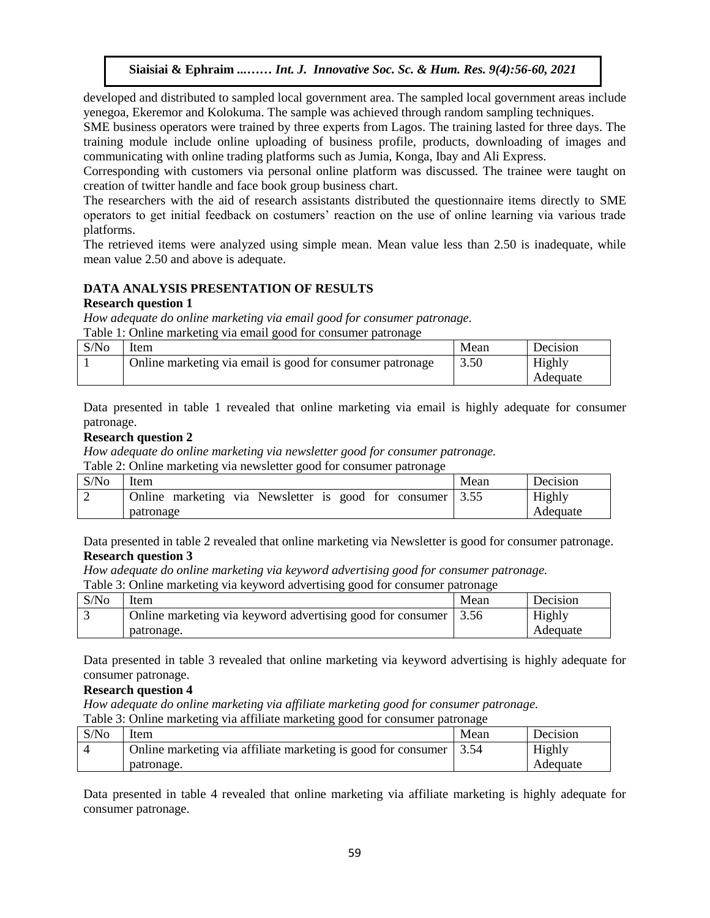developed and distributed to sampled local government area. The sampled local government areas include yenegoa, Ekeremor and Kolokuma. The sample was achieved through random sampling techniques.

SME business operators were trained by three experts from Lagos. The training lasted for three days. The training module include online uploading of business profile, products, downloading of images and communicating with online trading platforms such as Jumia, Konga, Ibay and Ali Express.

Corresponding with customers via personal online platform was discussed. The trainee were taught on creation of twitter handle and face book group business chart.

The researchers with the aid of research assistants distributed the questionnaire items directly to SME operators to get initial feedback on costumers' reaction on the use of online learning via various trade platforms.

The retrieved items were analyzed using simple mean. Mean value less than 2.50 is inadequate, while mean value 2.50 and above is adequate.

## DATA ANALYSIS PRESENTATION OF RESULTS

### Research question 1

*How adequate do online marketing via email good for consumer patronage.*

Table 1: Online marketing via email good for consumer patronage

| S/No | Item | Mean | Decision |
|---|---|---|---|
| 1 | Online marketing via email is good for consumer patronage | 3.50 | Highly Adequate |

Data presented in table 1 revealed that online marketing via email is highly adequate for consumer patronage.

### Research question 2

*How adequate do online marketing via newsletter good for consumer patronage.*

Table 2: Online marketing via newsletter good for consumer patronage

| S/No | Item | Mean | Decision |
|---|---|---|---|
| 2 | Online marketing via Newsletter is good for consumer patronage | 3.55 | Highly Adequate |

Data presented in table 2 revealed that online marketing via Newsletter is good for consumer patronage.

### Research question 3

*How adequate do online marketing via keyword advertising good for consumer patronage.*

Table 3: Online marketing via keyword advertising good for consumer patronage

| S/No | Item | Mean | Decision |
|---|---|---|---|
| 3 | Online marketing via keyword advertising good for consumer patronage. | 3.56 | Highly Adequate |

Data presented in table 3 revealed that online marketing via keyword advertising is highly adequate for consumer patronage.

### Research question 4

*How adequate do online marketing via affiliate marketing good for consumer patronage.*

Table 3: Online marketing via affiliate marketing good for consumer patronage

| S/No | Item | Mean | Decision |
|---|---|---|---|
| 4 | Online marketing via affiliate marketing is good for consumer patronage. | 3.54 | Highly Adequate |

Data presented in table 4 revealed that online marketing via affiliate marketing is highly adequate for consumer patronage.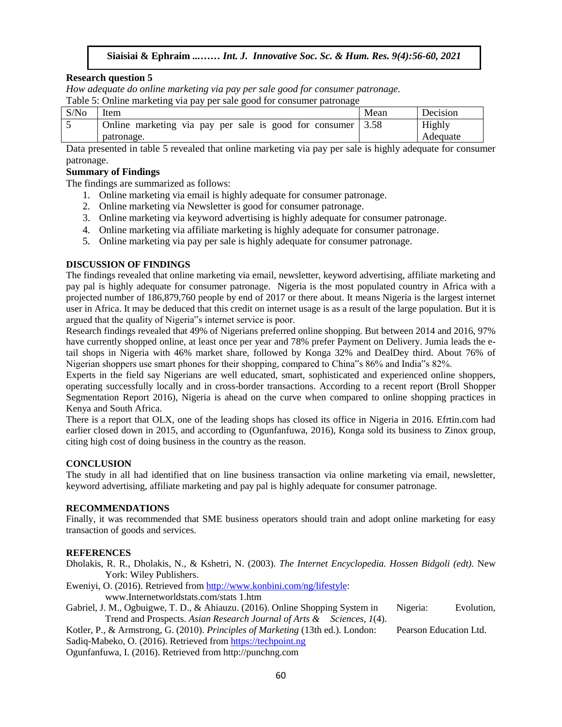### Research question 5

*How adequate do online marketing via pay per sale good for consumer patronage.*

Table 5: Online marketing via pay per sale good for consumer patronage

| S/No | Item | Mean | Decision |
|---|---|---|---|
| 5 | Online marketing via pay per sale is good for consumer patronage. | 3.58 | Highly Adequate |

Data presented in table 5 revealed that online marketing via pay per sale is highly adequate for consumer patronage.

### Summary of Findings

The findings are summarized as follows:

1. Online marketing via email is highly adequate for consumer patronage.
2. Online marketing via Newsletter is good for consumer patronage.
3. Online marketing via keyword advertising is highly adequate for consumer patronage.
4. Online marketing via affiliate marketing is highly adequate for consumer patronage.
5. Online marketing via pay per sale is highly adequate for consumer patronage.

## DISCUSSION OF FINDINGS

The findings revealed that online marketing via email, newsletter, keyword advertising, affiliate marketing and pay pal is highly adequate for consumer patronage. Nigeria is the most populated country in Africa with a projected number of 186,879,760 people by end of 2017 or there about. It means Nigeria is the largest internet user in Africa. It may be deduced that this credit on internet usage is as a result of the large population. But it is argued that the quality of Nigeria"s internet service is poor.

Research findings revealed that 49% of Nigerians preferred online shopping. But between 2014 and 2016, 97% have currently shopped online, at least once per year and 78% prefer Payment on Delivery. Jumia leads the e-tail shops in Nigeria with 46% market share, followed by Konga 32% and DealDey third. About 76% of Nigerian shoppers use smart phones for their shopping, compared to China"s 86% and India"s 82%.

Experts in the field say Nigerians are well educated, smart, sophisticated and experienced online shoppers, operating successfully locally and in cross-border transactions. According to a recent report (Broll Shopper Segmentation Report 2016), Nigeria is ahead on the curve when compared to online shopping practices in Kenya and South Africa.

There is a report that OLX, one of the leading shops has closed its office in Nigeria in 2016. Efrtin.com had earlier closed down in 2015, and according to (Ogunfanfuwa, 2016), Konga sold its business to Zinox group, citing high cost of doing business in the country as the reason.

## CONCLUSION

The study in all had identified that on line business transaction via online marketing via email, newsletter, keyword advertising, affiliate marketing and pay pal is highly adequate for consumer patronage.

## RECOMMENDATIONS

Finally, it was recommended that SME business operators should train and adopt online marketing for easy transaction of goods and services.

## REFERENCES

Dholakis, R. R., Dholakis, N., & Kshetri, N. (2003). *The Internet Encyclopedia. Hossen Bidgoli (edt).* New York: Wiley Publishers.

Eweniyi, O. (2016). Retrieved from http://www.konbini.com/ng/lifestyle: www.Internetworldstats.com/stats 1.htm

Gabriel, J. M., Ogbuigwe, T. D., & Ahiauzu. (2016). Online Shopping System in Nigeria: Evolution, Trend and Prospects. *Asian Research Journal of Arts & Sciences, 1*(4).

Kotler, P., & Armstrong, G. (2010). *Principles of Marketing* (13th ed.). London: Pearson Education Ltd.

Sadiq-Mabeko, O. (2016). Retrieved from https://techpoint.ng

Ogunfanfuwa, I. (2016). Retrieved from http://punchng.com